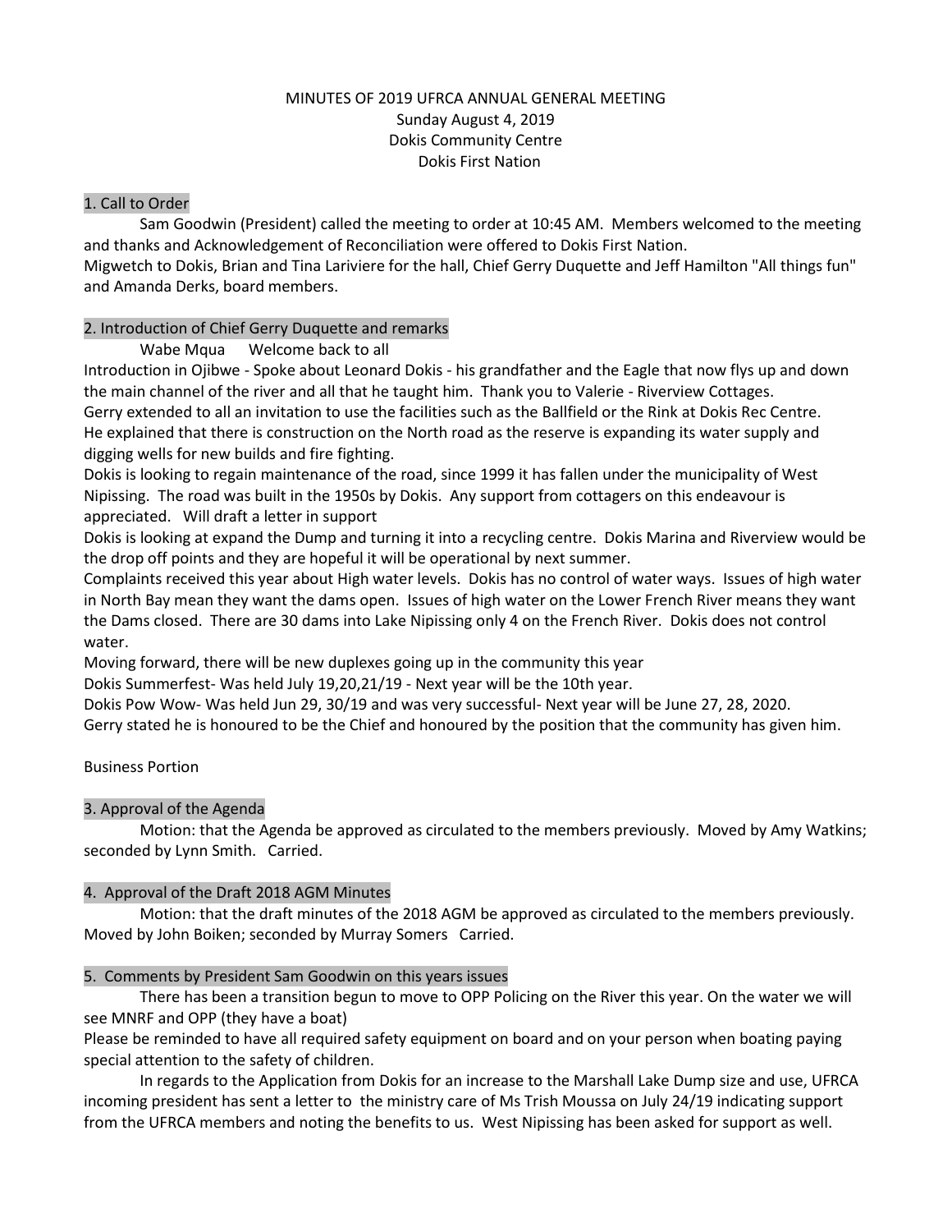MINUTES OF 2019 UFRCA ANNUAL GENERAL MEETING
Sunday August 4, 2019
Dokis Community Centre
Dokis First Nation

## 1. Call to Order

Sam Goodwin (President) called the meeting to order at 10:45 AM. Members welcomed to the meeting and thanks and Acknowledgement of Reconciliation were offered to Dokis First Nation.
Migwetch to Dokis, Brian and Tina Lariviere for the hall, Chief Gerry Duquette and Jeff Hamilton "All things fun" and Amanda Derks, board members.

## 2. Introduction of Chief Gerry Duquette and remarks

Wabe Mqua Welcome back to all
Introduction in Ojibwe - Spoke about Leonard Dokis - his grandfather and the Eagle that now flys up and down the main channel of the river and all that he taught him. Thank you to Valerie - Riverview Cottages.
Gerry extended to all an invitation to use the facilities such as the Ballfield or the Rink at Dokis Rec Centre.
He explained that there is construction on the North road as the reserve is expanding its water supply and digging wells for new builds and fire fighting.
Dokis is looking to regain maintenance of the road, since 1999 it has fallen under the municipality of West Nipissing. The road was built in the 1950s by Dokis. Any support from cottagers on this endeavour is appreciated. Will draft a letter in support
Dokis is looking at expand the Dump and turning it into a recycling centre. Dokis Marina and Riverview would be the drop off points and they are hopeful it will be operational by next summer.
Complaints received this year about High water levels. Dokis has no control of water ways. Issues of high water in North Bay mean they want the dams open. Issues of high water on the Lower French River means they want the Dams closed. There are 30 dams into Lake Nipissing only 4 on the French River. Dokis does not control water.
Moving forward, there will be new duplexes going up in the community this year
Dokis Summerfest- Was held July 19,20,21/19 - Next year will be the 10th year.
Dokis Pow Wow- Was held Jun 29, 30/19 and was very successful- Next year will be June 27, 28, 2020.
Gerry stated he is honoured to be the Chief and honoured by the position that the community has given him.

Business Portion

## 3. Approval of the Agenda

Motion: that the Agenda be approved as circulated to the members previously. Moved by Amy Watkins; seconded by Lynn Smith. Carried.

## 4. Approval of the Draft 2018 AGM Minutes

Motion: that the draft minutes of the 2018 AGM be approved as circulated to the members previously. Moved by John Boiken; seconded by Murray Somers Carried.

## 5. Comments by President Sam Goodwin on this years issues

There has been a transition begun to move to OPP Policing on the River this year. On the water we will see MNRF and OPP (they have a boat)
Please be reminded to have all required safety equipment on board and on your person when boating paying special attention to the safety of children.

In regards to the Application from Dokis for an increase to the Marshall Lake Dump size and use, UFRCA incoming president has sent a letter to the ministry care of Ms Trish Moussa on July 24/19 indicating support from the UFRCA members and noting the benefits to us. West Nipissing has been asked for support as well.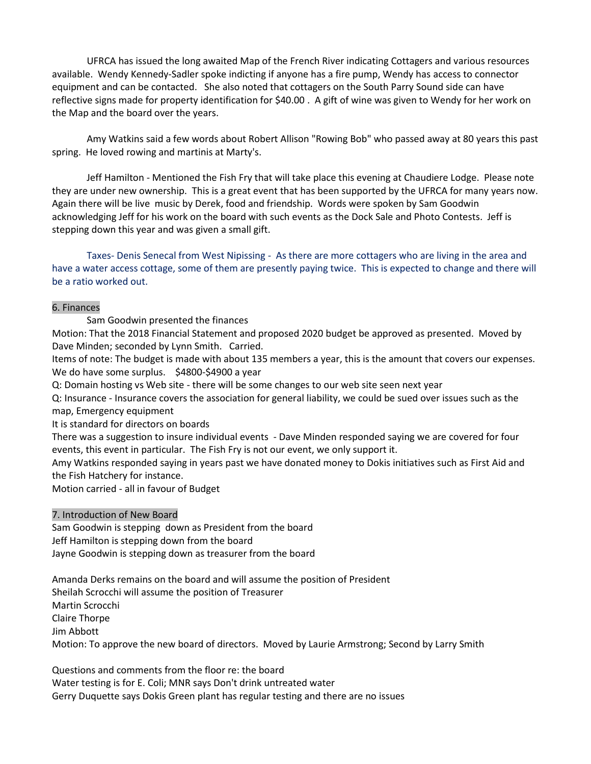UFRCA has issued the long awaited Map of the French River indicating Cottagers and various resources available. Wendy Kennedy-Sadler spoke indicting if anyone has a fire pump, Wendy has access to connector equipment and can be contacted. She also noted that cottagers on the South Parry Sound side can have reflective signs made for property identification for $40.00 . A gift of wine was given to Wendy for her work on the Map and the board over the years.

Amy Watkins said a few words about Robert Allison "Rowing Bob" who passed away at 80 years this past spring. He loved rowing and martinis at Marty's.

Jeff Hamilton - Mentioned the Fish Fry that will take place this evening at Chaudiere Lodge. Please note they are under new ownership. This is a great event that has been supported by the UFRCA for many years now. Again there will be live music by Derek, food and friendship. Words were spoken by Sam Goodwin acknowledging Jeff for his work on the board with such events as the Dock Sale and Photo Contests. Jeff is stepping down this year and was given a small gift.

Taxes- Denis Senecal from West Nipissing - As there are more cottagers who are living in the area and have a water access cottage, some of them are presently paying twice. This is expected to change and there will be a ratio worked out.

## 6. Finances

Sam Goodwin presented the finances

Motion: That the 2018 Financial Statement and proposed 2020 budget be approved as presented. Moved by Dave Minden; seconded by Lynn Smith. Carried.

Items of note: The budget is made with about 135 members a year, this is the amount that covers our expenses. We do have some surplus. $4800-$4900 a year

Q: Domain hosting vs Web site - there will be some changes to our web site seen next year

Q: Insurance - Insurance covers the association for general liability, we could be sued over issues such as the map, Emergency equipment

It is standard for directors on boards

There was a suggestion to insure individual events - Dave Minden responded saying we are covered for four events, this event in particular. The Fish Fry is not our event, we only support it.

Amy Watkins responded saying in years past we have donated money to Dokis initiatives such as First Aid and the Fish Hatchery for instance.

Motion carried - all in favour of Budget

## 7. Introduction of New Board

Sam Goodwin is stepping down as President from the board
Jeff Hamilton is stepping down from the board
Jayne Goodwin is stepping down as treasurer from the board

Amanda Derks remains on the board and will assume the position of President
Sheilah Scrocchi will assume the position of Treasurer
Martin Scrocchi
Claire Thorpe
Jim Abbott
Motion: To approve the new board of directors. Moved by Laurie Armstrong; Second by Larry Smith

Questions and comments from the floor re: the board
Water testing is for E. Coli; MNR says Don't drink untreated water
Gerry Duquette says Dokis Green plant has regular testing and there are no issues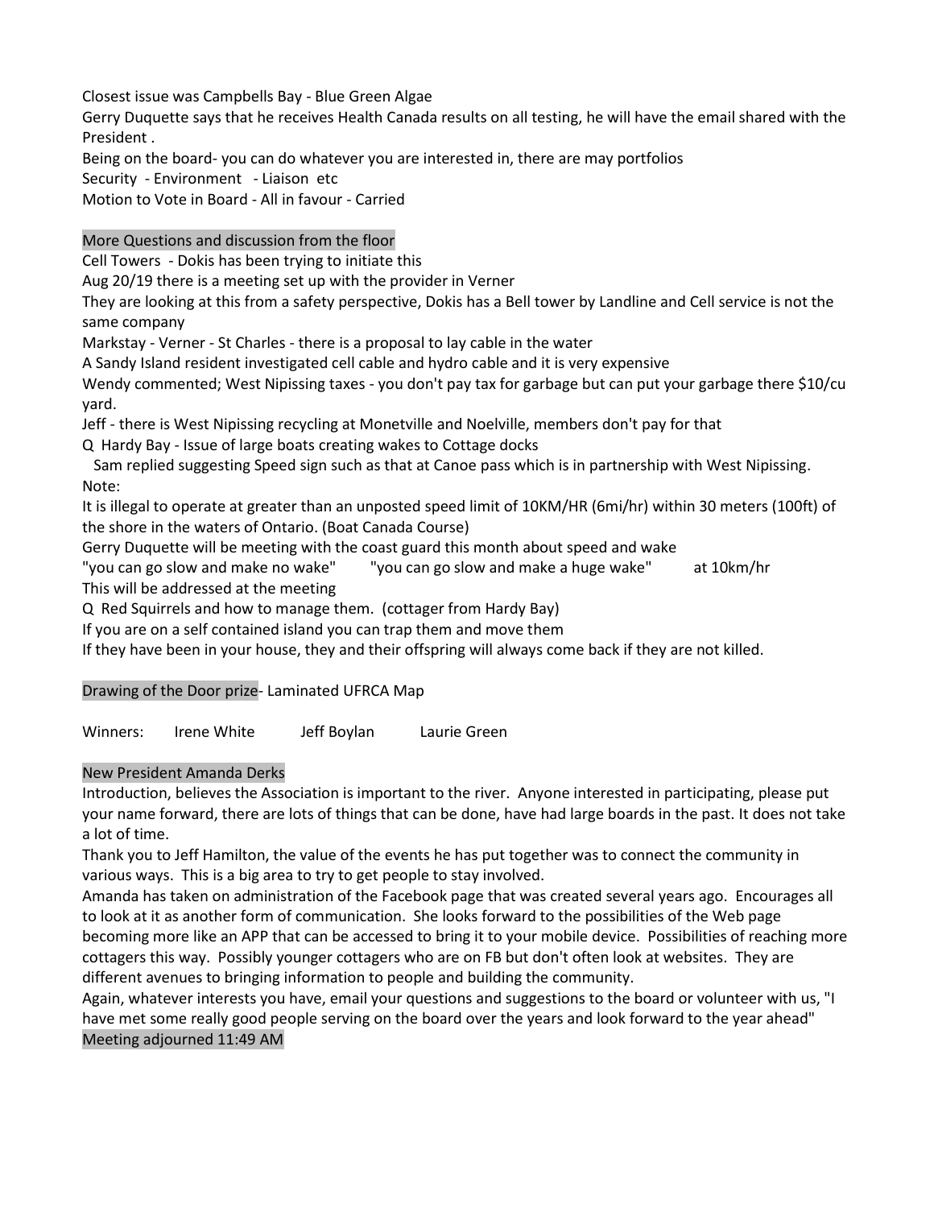Closest issue was Campbells Bay - Blue Green Algae

Gerry Duquette says that he receives Health Canada results on all testing, he will have the email shared with the President .

Being on the board- you can do whatever you are interested in, there are may portfolios

Security - Environment - Liaison etc

Motion to Vote in Board - All in favour - Carried

## More Questions and discussion from the floor

Cell Towers - Dokis has been trying to initiate this

Aug 20/19 there is a meeting set up with the provider in Verner

They are looking at this from a safety perspective, Dokis has a Bell tower by Landline and Cell service is not the same company

Markstay - Verner - St Charles - there is a proposal to lay cable in the water

A Sandy Island resident investigated cell cable and hydro cable and it is very expensive

Wendy commented; West Nipissing taxes - you don't pay tax for garbage but can put your garbage there $10/cu yard.

Jeff - there is West Nipissing recycling at Monetville and Noelville, members don't pay for that

Q Hardy Bay - Issue of large boats creating wakes to Cottage docks

Sam replied suggesting Speed sign such as that at Canoe pass which is in partnership with West Nipissing.

Note:

It is illegal to operate at greater than an unposted speed limit of 10KM/HR (6mi/hr) within 30 meters (100ft) of the shore in the waters of Ontario. (Boat Canada Course)

Gerry Duquette will be meeting with the coast guard this month about speed and wake

"you can go slow and make no wake" "you can go slow and make a huge wake" at 10km/hr

This will be addressed at the meeting

Q Red Squirrels and how to manage them. (cottager from Hardy Bay)

If you are on a self contained island you can trap them and move them

If they have been in your house, they and their offspring will always come back if they are not killed.

## Drawing of the Door prize- Laminated UFRCA Map

Winners: Irene White Jeff Boylan Laurie Green

## New President Amanda Derks

Introduction, believes the Association is important to the river. Anyone interested in participating, please put your name forward, there are lots of things that can be done, have had large boards in the past. It does not take a lot of time.

Thank you to Jeff Hamilton, the value of the events he has put together was to connect the community in various ways. This is a big area to try to get people to stay involved.

Amanda has taken on administration of the Facebook page that was created several years ago. Encourages all to look at it as another form of communication. She looks forward to the possibilities of the Web page becoming more like an APP that can be accessed to bring it to your mobile device. Possibilities of reaching more cottagers this way. Possibly younger cottagers who are on FB but don't often look at websites. They are different avenues to bringing information to people and building the community.

Again, whatever interests you have, email your questions and suggestions to the board or volunteer with us, "I have met some really good people serving on the board over the years and look forward to the year ahead"

## Meeting adjourned 11:49 AM